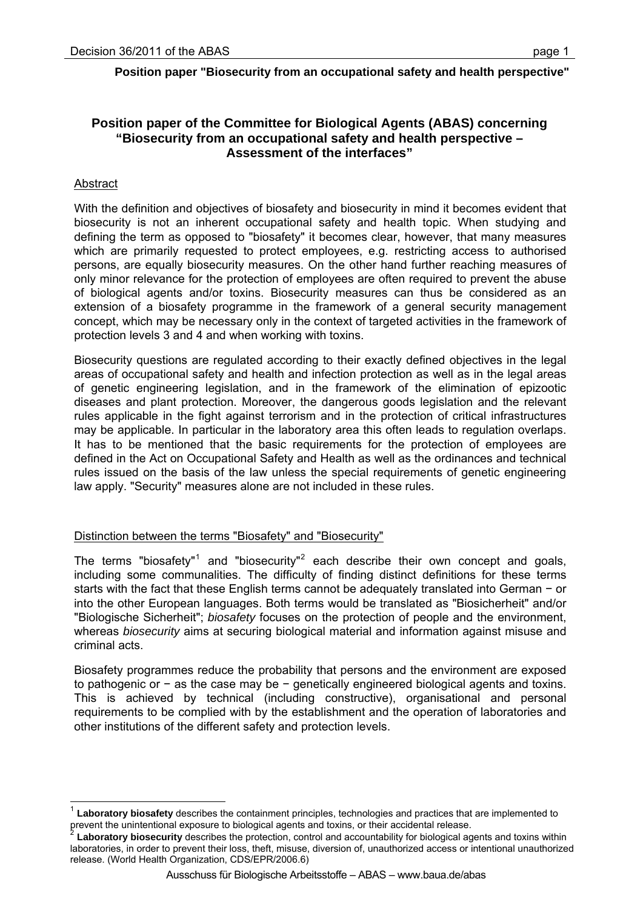**Position paper "Biosecurity from an occupational safety and health perspective"**

# Position paper of the Committee for Biological Agents (ABAS) concerning "Biosecurity from an occupational safety and health perspective – Assessment of the interfaces"

## Abstract

With the definition and objectives of biosafety and biosecurity in mind it becomes evident that biosecurity is not an inherent occupational safety and health topic. When studying and defining the term as opposed to "biosafety" it becomes clear, however, that many measures which are primarily requested to protect employees, e.g. restricting access to authorised persons, are equally biosecurity measures. On the other hand further reaching measures of only minor relevance for the protection of employees are often required to prevent the abuse of biological agents and/or toxins. Biosecurity measures can thus be considered as an extension of a biosafety programme in the framework of a general security management concept, which may be necessary only in the context of targeted activities in the framework of protection levels 3 and 4 and when working with toxins.

Biosecurity questions are regulated according to their exactly defined objectives in the legal areas of occupational safety and health and infection protection as well as in the legal areas of genetic engineering legislation, and in the framework of the elimination of epizootic diseases and plant protection. Moreover, the dangerous goods legislation and the relevant rules applicable in the fight against terrorism and in the protection of critical infrastructures may be applicable. In particular in the laboratory area this often leads to regulation overlaps. It has to be mentioned that the basic requirements for the protection of employees are defined in the Act on Occupational Safety and Health as well as the ordinances and technical rules issued on the basis of the law unless the special requirements of genetic engineering law apply. "Security" measures alone are not included in these rules.

## Distinction between the terms "Biosafety" and "Biosecurity"

The terms "biosafety"[1] and "biosecurity"[2] each describe their own concept and goals, including some communalities. The difficulty of finding distinct definitions for these terms starts with the fact that these English terms cannot be adequately translated into German − or into the other European languages. Both terms would be translated as "Biosicherheit" and/or "Biologische Sicherheit"; *biosafety* focuses on the protection of people and the environment, whereas *biosecurity* aims at securing biological material and information against misuse and criminal acts.

Biosafety programmes reduce the probability that persons and the environment are exposed to pathogenic or − as the case may be − genetically engineered biological agents and toxins. This is achieved by technical (including constructive), organisational and personal requirements to be complied with by the establishment and the operation of laboratories and other institutions of the different safety and protection levels.

---

[1] **Laboratory biosafety** describes the containment principles, technologies and practices that are implemented to prevent the unintentional exposure to biological agents and toxins, or their accidental release.

[2] **Laboratory biosecurity** describes the protection, control and accountability for biological agents and toxins within laboratories, in order to prevent their loss, theft, misuse, diversion of, unauthorized access or intentional unauthorized release. (World Health Organization, CDS/EPR/2006.6)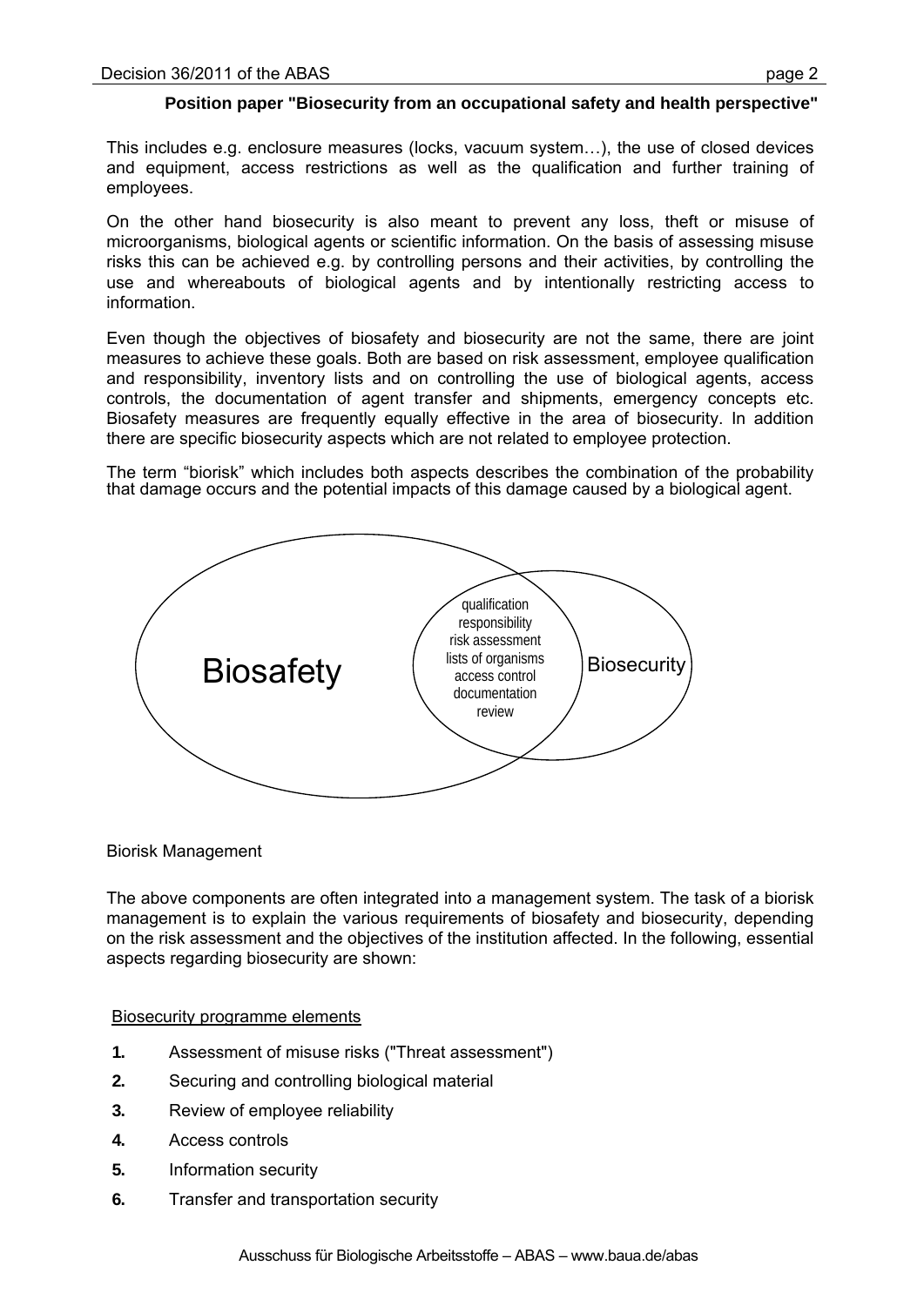**Position paper "Biosecurity from an occupational safety and health perspective"**

This includes e.g. enclosure measures (locks, vacuum system…), the use of closed devices and equipment, access restrictions as well as the qualification and further training of employees.

On the other hand biosecurity is also meant to prevent any loss, theft or misuse of microorganisms, biological agents or scientific information. On the basis of assessing misuse risks this can be achieved e.g. by controlling persons and their activities, by controlling the use and whereabouts of biological agents and by intentionally restricting access to information.

Even though the objectives of biosafety and biosecurity are not the same, there are joint measures to achieve these goals. Both are based on risk assessment, employee qualification and responsibility, inventory lists and on controlling the use of biological agents, access controls, the documentation of agent transfer and shipments, emergency concepts etc. Biosafety measures are frequently equally effective in the area of biosecurity. In addition there are specific biosecurity aspects which are not related to employee protection.

The term "biorisk" which includes both aspects describes the combination of the probability that damage occurs and the potential impacts of this damage caused by a biological agent.

Biosafety

qualification
responsibility
risk assessment
lists of organisms
access control
documentation
review

Biosecurity

Biorisk Management

The above components are often integrated into a management system. The task of a biorisk management is to explain the various requirements of biosafety and biosecurity, depending on the risk assessment and the objectives of the institution affected. In the following, essential aspects regarding biosecurity are shown:

Biosecurity programme elements

1. Assessment of misuse risks ("Threat assessment")
2. Securing and controlling biological material
3. Review of employee reliability
4. Access controls
5. Information security
6. Transfer and transportation security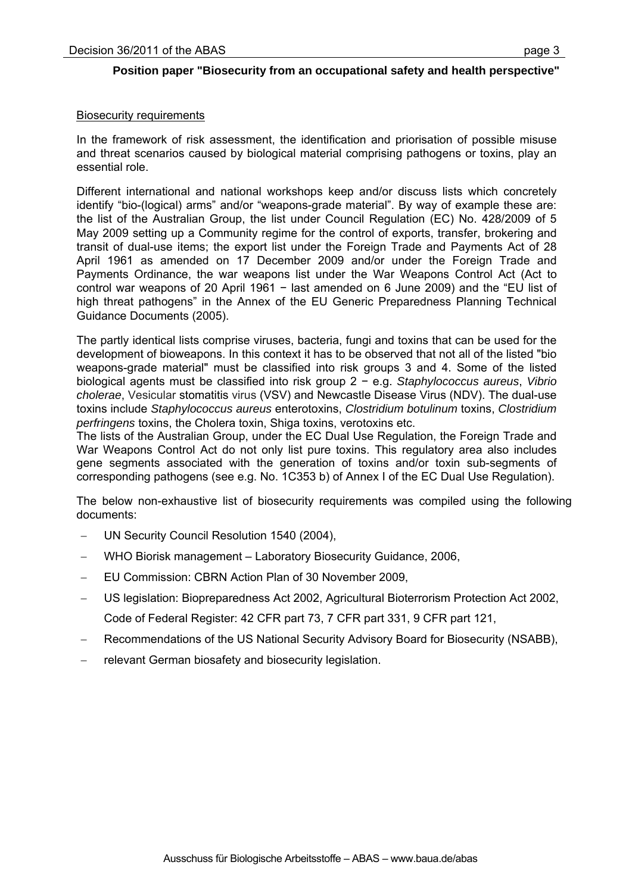**Position paper "Biosecurity from an occupational safety and health perspective"**

Biosecurity requirements

In the framework of risk assessment, the identification and priorisation of possible misuse and threat scenarios caused by biological material comprising pathogens or toxins, play an essential role.

Different international and national workshops keep and/or discuss lists which concretely identify "bio-(logical) arms" and/or "weapons-grade material". By way of example these are: the list of the Australian Group, the list under Council Regulation (EC) No. 428/2009 of 5 May 2009 setting up a Community regime for the control of exports, transfer, brokering and transit of dual-use items; the export list under the Foreign Trade and Payments Act of 28 April 1961 as amended on 17 December 2009 and/or under the Foreign Trade and Payments Ordinance, the war weapons list under the War Weapons Control Act (Act to control war weapons of 20 April 1961 − last amended on 6 June 2009) and the "EU list of high threat pathogens" in the Annex of the EU Generic Preparedness Planning Technical Guidance Documents (2005).

The partly identical lists comprise viruses, bacteria, fungi and toxins that can be used for the development of bioweapons. In this context it has to be observed that not all of the listed "bio weapons-grade material" must be classified into risk groups 3 and 4. Some of the listed biological agents must be classified into risk group 2 − e.g. *Staphylococcus aureus*, *Vibrio cholerae*, Vesicular stomatitis virus (VSV) and Newcastle Disease Virus (NDV). The dual-use toxins include *Staphylococcus aureus* enterotoxins, *Clostridium botulinum* toxins, *Clostridium perfringens* toxins, the Cholera toxin, Shiga toxins, verotoxins etc.
The lists of the Australian Group, under the EC Dual Use Regulation, the Foreign Trade and War Weapons Control Act do not only list pure toxins. This regulatory area also includes gene segments associated with the generation of toxins and/or toxin sub-segments of corresponding pathogens (see e.g. No. 1C353 b) of Annex I of the EC Dual Use Regulation).

The below non-exhaustive list of biosecurity requirements was compiled using the following documents:

- UN Security Council Resolution 1540 (2004),
- WHO Biorisk management – Laboratory Biosecurity Guidance, 2006,
- EU Commission: CBRN Action Plan of 30 November 2009,
- US legislation: Biopreparedness Act 2002, Agricultural Bioterrorism Protection Act 2002, Code of Federal Register: 42 CFR part 73, 7 CFR part 331, 9 CFR part 121,
- Recommendations of the US National Security Advisory Board for Biosecurity (NSABB),
- relevant German biosafety and biosecurity legislation.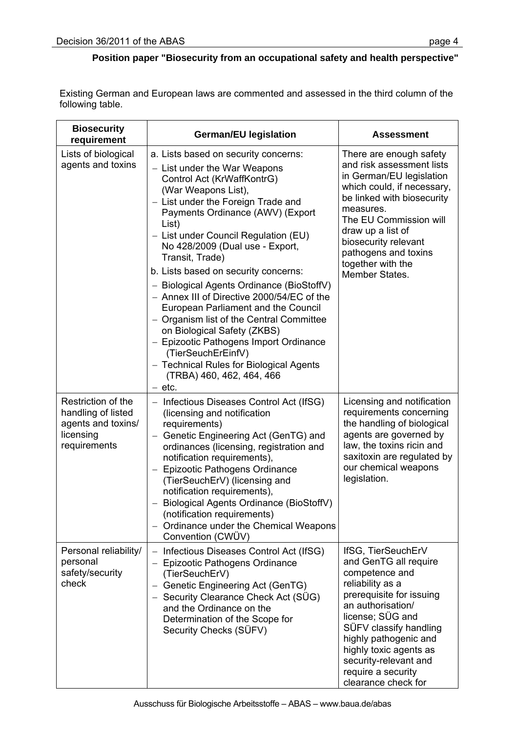**Position paper "Biosecurity from an occupational safety and health perspective"**

Existing German and European laws are commented and assessed in the third column of the following table.

| Biosecurity requirement | German/EU legislation | Assessment |
|---|---|---|
| Lists of biological agents and toxins | a. Lists based on security concerns: <br>– List under the War Weapons Control Act (KrWaffKontrG) (War Weapons List), <br>– List under the Foreign Trade and Payments Ordinance (AWV) (Export List) <br>– List under Council Regulation (EU) No 428/2009 (Dual use - Export, Transit, Trade) <br>b. Lists based on security concerns: <br>– Biological Agents Ordinance (BioStoffV) <br>– Annex III of Directive 2000/54/EC of the European Parliament and the Council <br>– Organism list of the Central Committee on Biological Safety (ZKBS) <br>– Epizootic Pathogens Import Ordinance (TierSeuchErEinfV) <br>– Technical Rules for Biological Agents (TRBA) 460, 462, 464, 466 <br>– etc. | There are enough safety and risk assessment lists in German/EU legislation which could, if necessary, be linked with biosecurity measures. <br>The EU Commission will draw up a list of biosecurity relevant pathogens and toxins together with the Member States. |
| Restriction of the handling of listed agents and toxins/ licensing requirements | – Infectious Diseases Control Act (IfSG) (licensing and notification requirements) <br>– Genetic Engineering Act (GenTG) and ordinances (licensing, registration and notification requirements), <br>– Epizootic Pathogens Ordinance (TierSeuchErV) (licensing and notification requirements), <br>– Biological Agents Ordinance (BioStoffV) (notification requirements) <br>– Ordinance under the Chemical Weapons Convention (CWÜV) | Licensing and notification requirements concerning the handling of biological agents are governed by law, the toxins ricin and saxitoxin are regulated by our chemical weapons legislation. |
| Personal reliability/ personal safety/security check | – Infectious Diseases Control Act (IfSG) <br>– Epizootic Pathogens Ordinance (TierSeuchErV) <br>– Genetic Engineering Act (GenTG) <br>– Security Clearance Check Act (SÜG) and the Ordinance on the Determination of the Scope for Security Checks (SÜFV) | IfSG, TierSeuchErV and GenTG all require competence and reliability as a prerequisite for issuing an authorisation/ license; SÜG and SÜFV classify handling highly pathogenic and highly toxic agents as security-relevant and require a security clearance check for |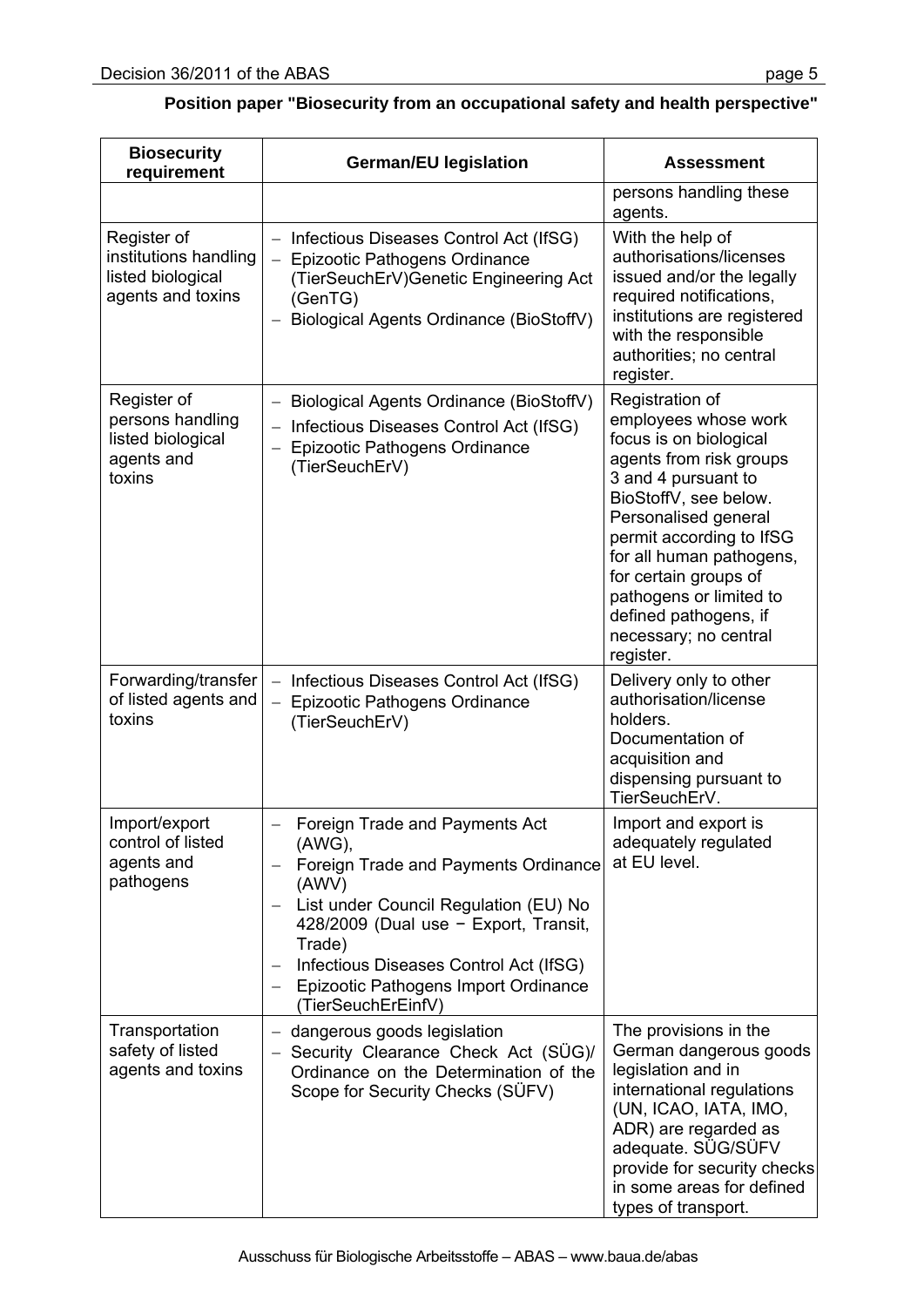**Position paper "Biosecurity from an occupational safety and health perspective"**

| Biosecurity requirement | German/EU legislation | Assessment |
|---|---|---|
| | | persons handling these agents. |
| Register of institutions handling listed biological agents and toxins | – Infectious Diseases Control Act (IfSG)<br>– Epizootic Pathogens Ordinance (TierSeuchErV)Genetic Engineering Act (GenTG)<br>– Biological Agents Ordinance (BioStoffV) | With the help of authorisations/licenses issued and/or the legally required notifications, institutions are registered with the responsible authorities; no central register. |
| Register of persons handling listed biological agents and toxins | – Biological Agents Ordinance (BioStoffV)<br>– Infectious Diseases Control Act (IfSG)<br>– Epizootic Pathogens Ordinance (TierSeuchErV) | Registration of employees whose work focus is on biological agents from risk groups 3 and 4 pursuant to BioStoffV, see below. Personalised general permit according to IfSG for all human pathogens, for certain groups of pathogens or limited to defined pathogens, if necessary; no central register. |
| Forwarding/transfer of listed agents and toxins | – Infectious Diseases Control Act (IfSG)<br>– Epizootic Pathogens Ordinance (TierSeuchErV) | Delivery only to other authorisation/license holders.<br>Documentation of acquisition and dispensing pursuant to TierSeuchErV. |
| Import/export control of listed agents and pathogens | – Foreign Trade and Payments Act (AWG),<br>– Foreign Trade and Payments Ordinance (AWV)<br>– List under Council Regulation (EU) No 428/2009 (Dual use − Export, Transit, Trade)<br>– Infectious Diseases Control Act (IfSG)<br>– Epizootic Pathogens Import Ordinance (TierSeuchErEinfV) | Import and export is adequately regulated at EU level. |
| Transportation safety of listed agents and toxins | – dangerous goods legislation<br>– Security Clearance Check Act (SÜG)/ Ordinance on the Determination of the Scope for Security Checks (SÜFV) | The provisions in the German dangerous goods legislation and in international regulations (UN, ICAO, IATA, IMO, ADR) are regarded as adequate. SÜG/SÜFV provide for security checks in some areas for defined types of transport. |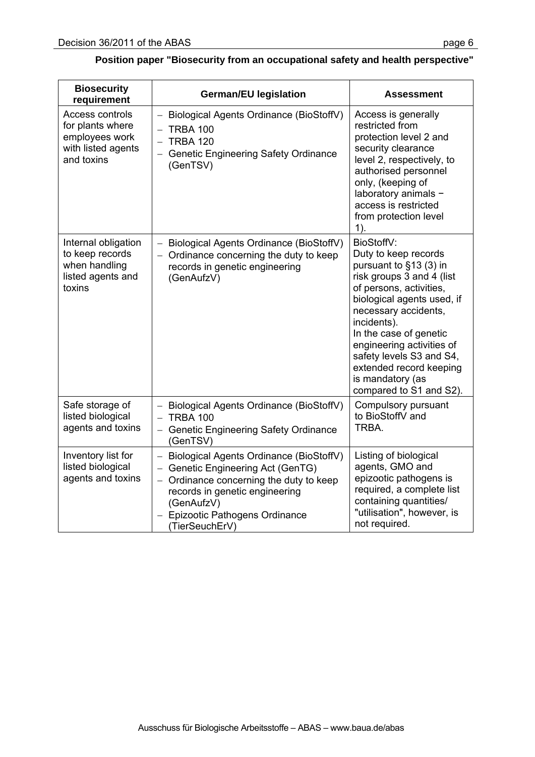**Position paper "Biosecurity from an occupational safety and health perspective"**

| Biosecurity requirement | German/EU legislation | Assessment |
|---|---|---|
| Access controls for plants where employees work with listed agents and toxins | – Biological Agents Ordinance (BioStoffV)<br>– TRBA 100<br>– TRBA 120<br>– Genetic Engineering Safety Ordinance (GenTSV) | Access is generally restricted from protection level 2 and security clearance level 2, respectively, to authorised personnel only, (keeping of laboratory animals − access is restricted from protection level 1). |
| Internal obligation to keep records when handling listed agents and toxins | – Biological Agents Ordinance (BioStoffV)<br>– Ordinance concerning the duty to keep records in genetic engineering (GenAufzV) | BioStoffV:<br>Duty to keep records pursuant to §13 (3) in risk groups 3 and 4 (list of persons, activities, biological agents used, if necessary accidents, incidents).<br>In the case of genetic engineering activities of safety levels S3 and S4, extended record keeping is mandatory (as compared to S1 and S2). |
| Safe storage of listed biological agents and toxins | – Biological Agents Ordinance (BioStoffV)<br>– TRBA 100<br>– Genetic Engineering Safety Ordinance (GenTSV) | Compulsory pursuant to BioStoffV and TRBA. |
| Inventory list for listed biological agents and toxins | – Biological Agents Ordinance (BioStoffV)<br>– Genetic Engineering Act (GenTG)<br>– Ordinance concerning the duty to keep records in genetic engineering (GenAufzV)<br>– Epizootic Pathogens Ordinance (TierSeuchErV) | Listing of biological agents, GMO and epizootic pathogens is required, a complete list containing quantities/ "utilisation", however, is not required. |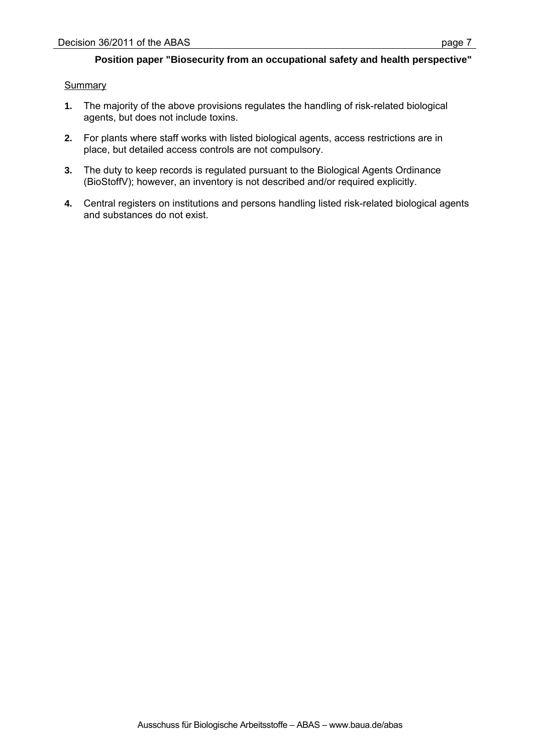**Position paper "Biosecurity from an occupational safety and health perspective"**

Summary

1. The majority of the above provisions regulates the handling of risk-related biological agents, but does not include toxins.

2. For plants where staff works with listed biological agents, access restrictions are in place, but detailed access controls are not compulsory.

3. The duty to keep records is regulated pursuant to the Biological Agents Ordinance (BioStoffV); however, an inventory is not described and/or required explicitly.

4. Central registers on institutions and persons handling listed risk-related biological agents and substances do not exist.